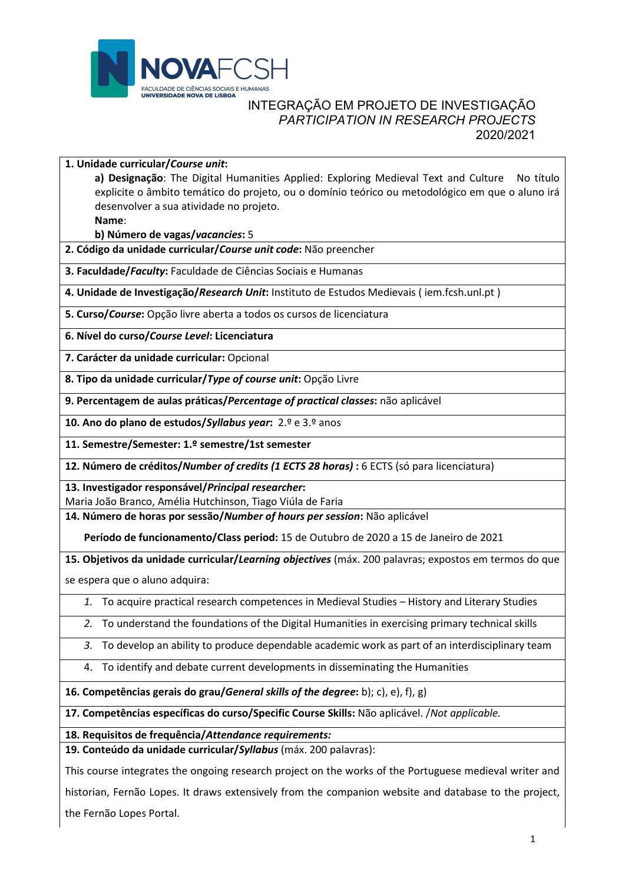NOVAFCSH
FACULDADE DE CIÊNCIAS SOCIAIS E HUMANAS
UNIVERSIDADE NOVA DE LISBOA

INTEGRAÇÃO EM PROJETO DE INVESTIGAÇÃO
*PARTICIPATION IN RESEARCH PROJECTS*
2020/2021

**1. Unidade curricular/*Course unit*:**

**a) Designação**: The Digital Humanities Applied: Exploring Medieval Text and Culture No título explicite o âmbito temático do projeto, ou o domínio teórico ou metodológico em que o aluno irá desenvolver a sua atividade no projeto.

**Name**:

**b) Número de vagas/*vacancies*:** 5

**2. Código da unidade curricular/*Course unit code*:** Não preencher

**3. Faculdade/*Faculty*:** Faculdade de Ciências Sociais e Humanas

**4. Unidade de Investigação/*Research Unit*:** Instituto de Estudos Medievais ( iem.fcsh.unl.pt )

**5. Curso/*Course*:** Opção livre aberta a todos os cursos de licenciatura

**6. Nível do curso/*Course Level*: Licenciatura**

**7. Carácter da unidade curricular:** Opcional

**8. Tipo da unidade curricular/*Type of course unit*:** Opção Livre

**9. Percentagem de aulas práticas/*Percentage of practical classes*:** não aplicável

**10. Ano do plano de estudos/*Syllabus year*:** 2.º e 3.º anos

**11. Semestre/Semester: 1.º semestre/1st semester**

**12. Número de créditos/*Number of credits (1 ECTS 28 horas)* :** 6 ECTS (só para licenciatura)

**13. Investigador responsável/*Principal researcher*:**
Maria João Branco, Amélia Hutchinson, Tiago Viúla de Faria

**14. Número de horas por sessão/*Number of hours per session*:** Não aplicável

**Período de funcionamento/Class period:** 15 de Outubro de 2020 a 15 de Janeiro de 2021

**15. Objetivos da unidade curricular/*Learning objectives*** (máx. 200 palavras; expostos em termos do que se espera que o aluno adquira:

1. To acquire practical research competences in Medieval Studies – History and Literary Studies
2. To understand the foundations of the Digital Humanities in exercising primary technical skills
3. To develop an ability to produce dependable academic work as part of an interdisciplinary team
4. To identify and debate current developments in disseminating the Humanities

**16. Competências gerais do grau/*General skills of the degree*:** b); c), e), f), g)

**17. Competências específicas do curso/Specific Course Skills:** Não aplicável. /*Not applicable.*

**18. Requisitos de frequência/*Attendance requirements:***

**19. Conteúdo da unidade curricular/*Syllabus*** (máx. 200 palavras):

This course integrates the ongoing research project on the works of the Portuguese medieval writer and historian, Fernão Lopes. It draws extensively from the companion website and database to the project, the Fernão Lopes Portal.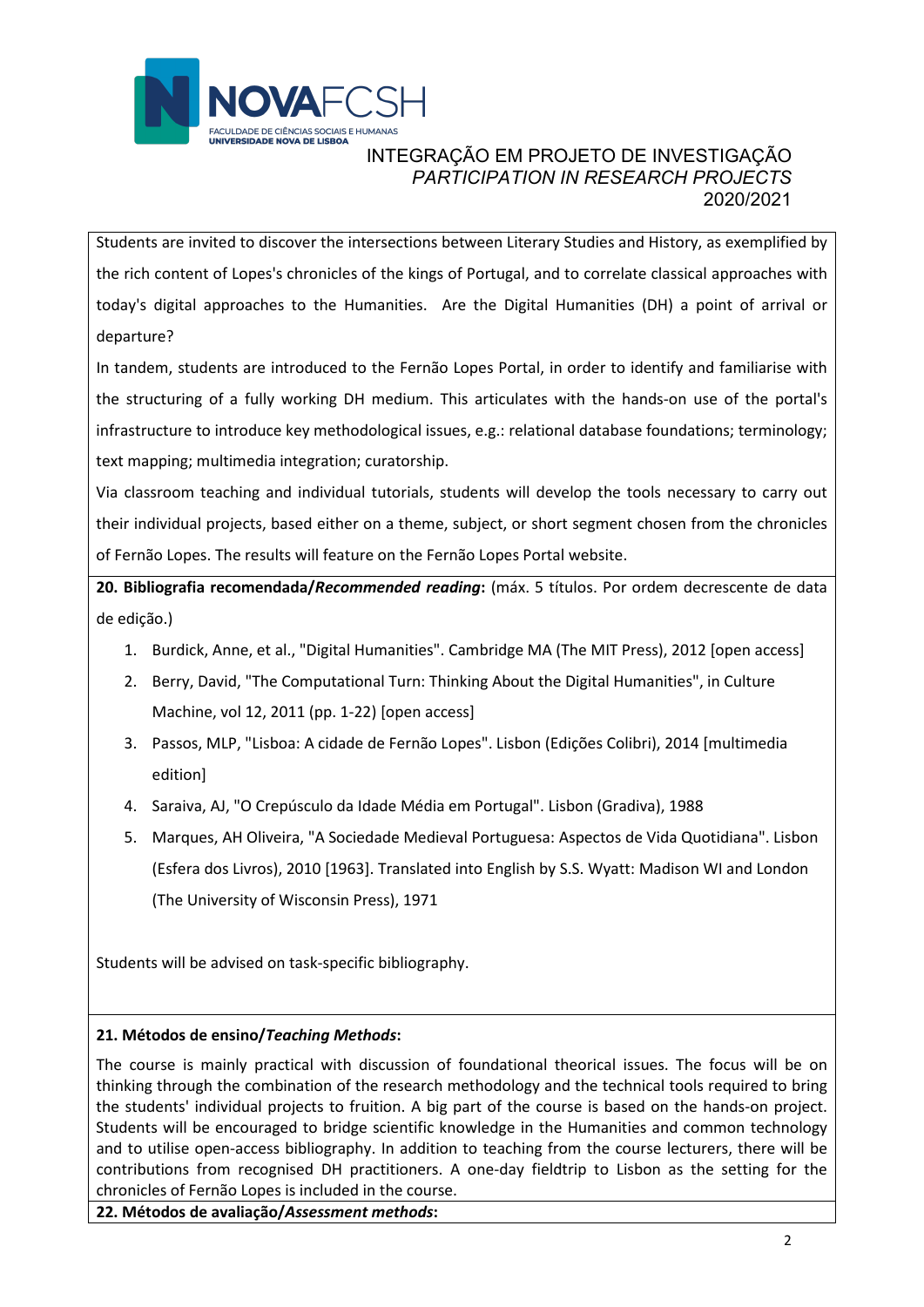Students are invited to discover the intersections between Literary Studies and History, as exemplified by the rich content of Lopes's chronicles of the kings of Portugal, and to correlate classical approaches with today's digital approaches to the Humanities. Are the Digital Humanities (DH) a point of arrival or departure?

In tandem, students are introduced to the Fernão Lopes Portal, in order to identify and familiarise with the structuring of a fully working DH medium. This articulates with the hands-on use of the portal's infrastructure to introduce key methodological issues, e.g.: relational database foundations; terminology; text mapping; multimedia integration; curatorship.

Via classroom teaching and individual tutorials, students will develop the tools necessary to carry out their individual projects, based either on a theme, subject, or short segment chosen from the chronicles of Fernão Lopes. The results will feature on the Fernão Lopes Portal website.

**20. Bibliografia recomendada/*Recommended reading*:** (máx. 5 títulos. Por ordem decrescente de data de edição.)

1. Burdick, Anne, et al., "Digital Humanities". Cambridge MA (The MIT Press), 2012 [open access]
2. Berry, David, "The Computational Turn: Thinking About the Digital Humanities", in Culture Machine, vol 12, 2011 (pp. 1-22) [open access]
3. Passos, MLP, "Lisboa: A cidade de Fernão Lopes". Lisbon (Edições Colibri), 2014 [multimedia edition]
4. Saraiva, AJ, "O Crepúsculo da Idade Média em Portugal". Lisbon (Gradiva), 1988
5. Marques, AH Oliveira, "A Sociedade Medieval Portuguesa: Aspectos de Vida Quotidiana". Lisbon (Esfera dos Livros), 2010 [1963]. Translated into English by S.S. Wyatt: Madison WI and London (The University of Wisconsin Press), 1971

Students will be advised on task-specific bibliography.

**21. Métodos de ensino/*Teaching Methods*:**

The course is mainly practical with discussion of foundational theorical issues. The focus will be on thinking through the combination of the research methodology and the technical tools required to bring the students' individual projects to fruition. A big part of the course is based on the hands-on project. Students will be encouraged to bridge scientific knowledge in the Humanities and common technology and to utilise open-access bibliography. In addition to teaching from the course lecturers, there will be contributions from recognised DH practitioners. A one-day fieldtrip to Lisbon as the setting for the chronicles of Fernão Lopes is included in the course.

**22. Métodos de avaliação/*Assessment methods*:**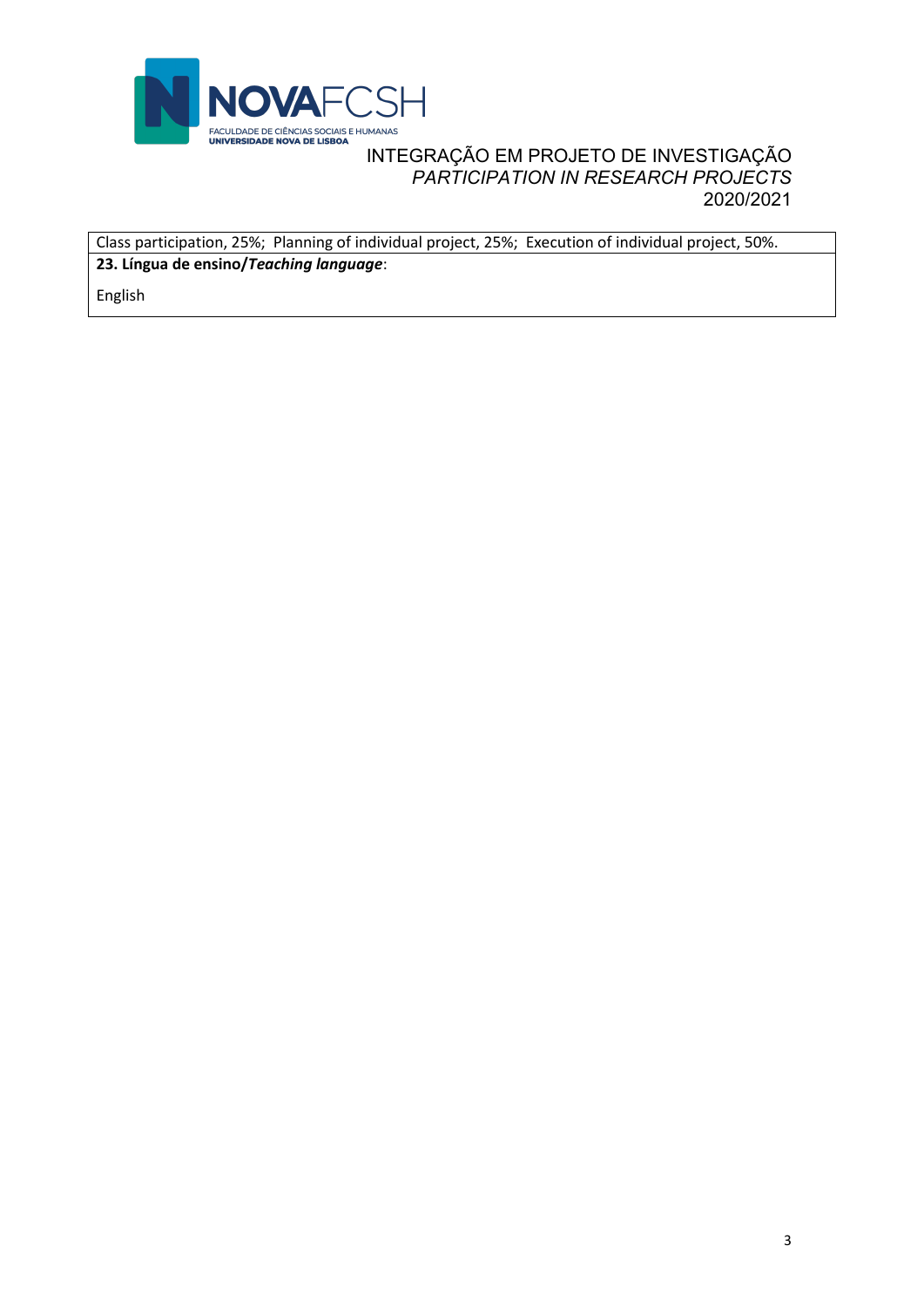Class participation, 25%; Planning of individual project, 25%; Execution of individual project, 50%.

**23. Língua de ensino/*Teaching language*:**

English